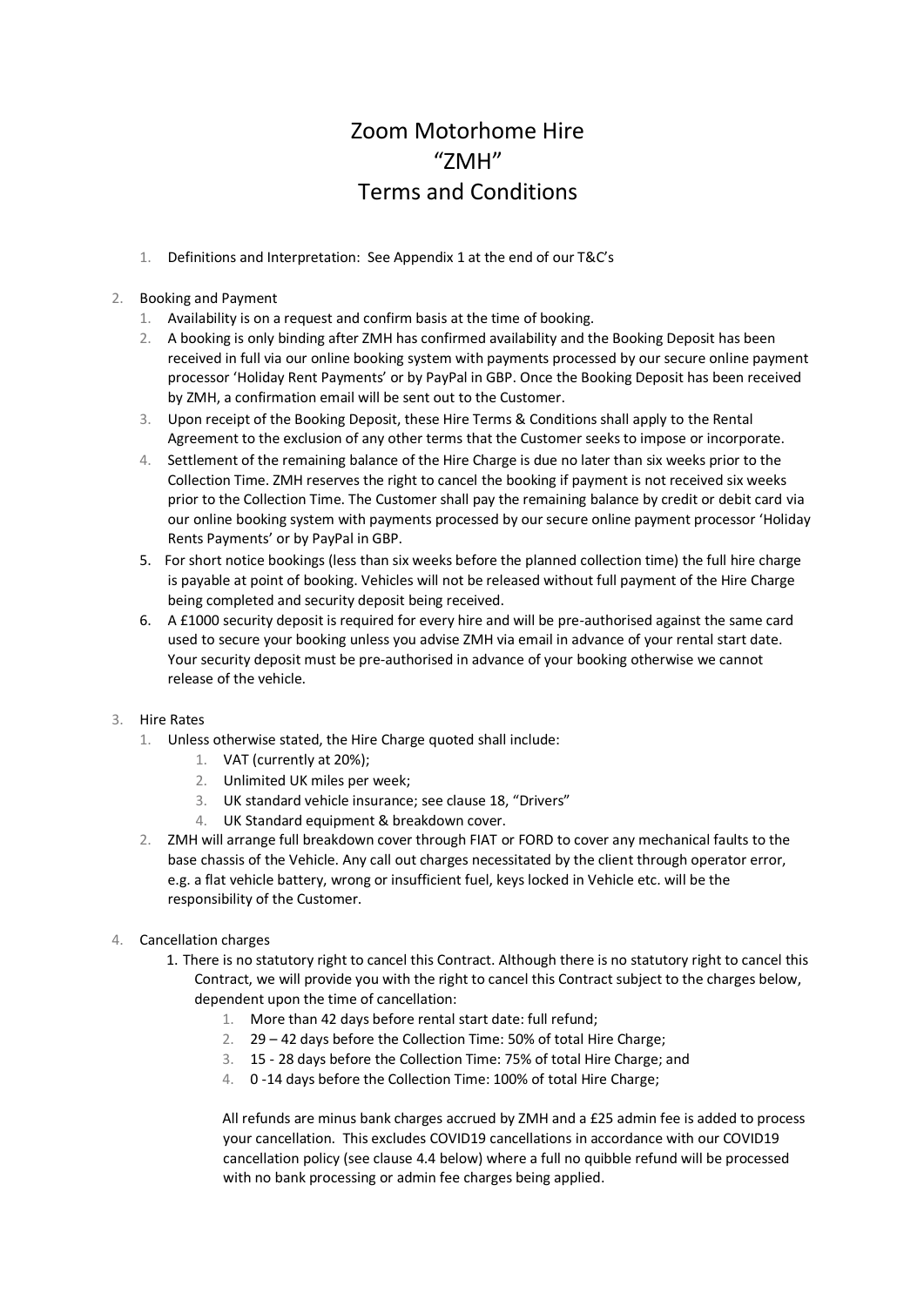# Zoom Motorhome Hire
# "ZMH"
# Terms and Conditions

1. Definitions and Interpretation: See Appendix 1 at the end of our T&C's

2. Booking and Payment
   1. Availability is on a request and confirm basis at the time of booking.
   2. A booking is only binding after ZMH has confirmed availability and the Booking Deposit has been received in full via our online booking system with payments processed by our secure online payment processor 'Holiday Rent Payments' or by PayPal in GBP. Once the Booking Deposit has been received by ZMH, a confirmation email will be sent out to the Customer.
   3. Upon receipt of the Booking Deposit, these Hire Terms & Conditions shall apply to the Rental Agreement to the exclusion of any other terms that the Customer seeks to impose or incorporate.
   4. Settlement of the remaining balance of the Hire Charge is due no later than six weeks prior to the Collection Time. ZMH reserves the right to cancel the booking if payment is not received six weeks prior to the Collection Time. The Customer shall pay the remaining balance by credit or debit card via our online booking system with payments processed by our secure online payment processor 'Holiday Rents Payments' or by PayPal in GBP.
   5. For short notice bookings (less than six weeks before the planned collection time) the full hire charge is payable at point of booking. Vehicles will not be released without full payment of the Hire Charge being completed and security deposit being received.
   6. A £1000 security deposit is required for every hire and will be pre-authorised against the same card used to secure your booking unless you advise ZMH via email in advance of your rental start date. Your security deposit must be pre-authorised in advance of your booking otherwise we cannot release of the vehicle.

3. Hire Rates
   1. Unless otherwise stated, the Hire Charge quoted shall include:
      1. VAT (currently at 20%);
      2. Unlimited UK miles per week;
      3. UK standard vehicle insurance; see clause 18, "Drivers"
      4. UK Standard equipment & breakdown cover.
   2. ZMH will arrange full breakdown cover through FIAT or FORD to cover any mechanical faults to the base chassis of the Vehicle. Any call out charges necessitated by the client through operator error, e.g. a flat vehicle battery, wrong or insufficient fuel, keys locked in Vehicle etc. will be the responsibility of the Customer.

4. Cancellation charges
   1. There is no statutory right to cancel this Contract. Although there is no statutory right to cancel this Contract, we will provide you with the right to cancel this Contract subject to the charges below, dependent upon the time of cancellation:
      1. More than 42 days before rental start date: full refund;
      2. 29 – 42 days before the Collection Time: 50% of total Hire Charge;
      3. 15 - 28 days before the Collection Time: 75% of total Hire Charge; and
      4. 0 -14 days before the Collection Time: 100% of total Hire Charge;

      All refunds are minus bank charges accrued by ZMH and a £25 admin fee is added to process your cancellation. This excludes COVID19 cancellations in accordance with our COVID19 cancellation policy (see clause 4.4 below) where a full no quibble refund will be processed with no bank processing or admin fee charges being applied.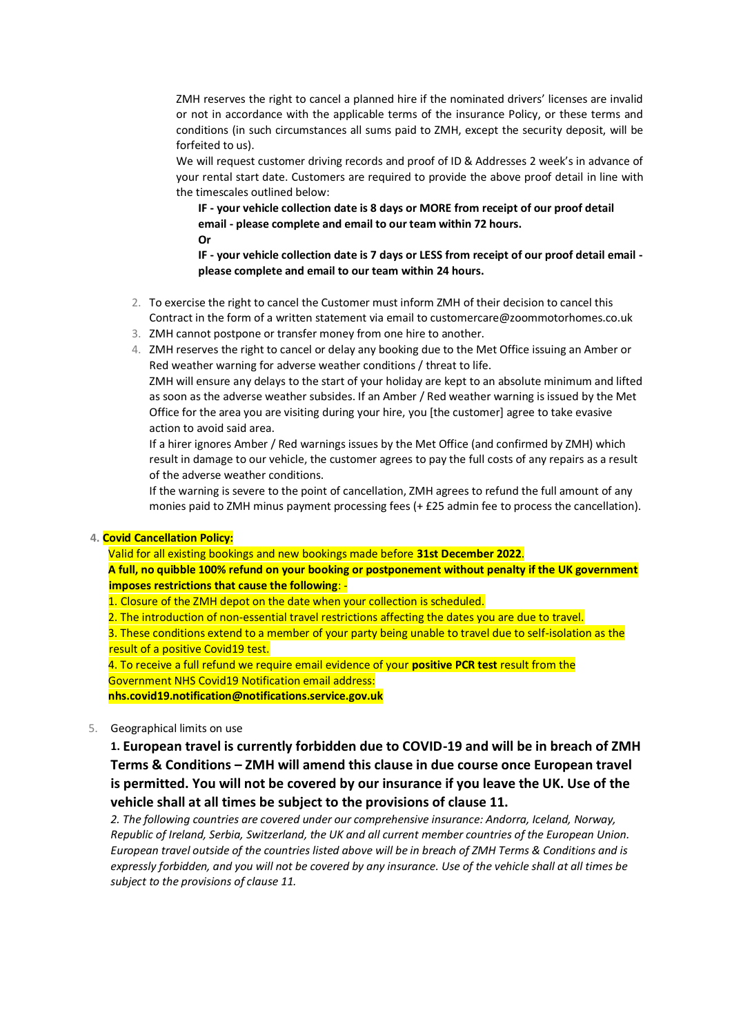ZMH reserves the right to cancel a planned hire if the nominated drivers' licenses are invalid or not in accordance with the applicable terms of the insurance Policy, or these terms and conditions (in such circumstances all sums paid to ZMH, except the security deposit, will be forfeited to us).

We will request customer driving records and proof of ID & Addresses 2 week's in advance of your rental start date. Customers are required to provide the above proof detail in line with the timescales outlined below:

**IF - your vehicle collection date is 8 days or MORE from receipt of our proof detail email - please complete and email to our team within 72 hours.**

**Or**

**IF - your vehicle collection date is 7 days or LESS from receipt of our proof detail email - please complete and email to our team within 24 hours.**

2. To exercise the right to cancel the Customer must inform ZMH of their decision to cancel this Contract in the form of a written statement via email to customercare@zoommotorhomes.co.uk
3. ZMH cannot postpone or transfer money from one hire to another.
4. ZMH reserves the right to cancel or delay any booking due to the Met Office issuing an Amber or Red weather warning for adverse weather conditions / threat to life.

   ZMH will ensure any delays to the start of your holiday are kept to an absolute minimum and lifted as soon as the adverse weather subsides. If an Amber / Red weather warning is issued by the Met Office for the area you are visiting during your hire, you [the customer] agree to take evasive action to avoid said area.

   If a hirer ignores Amber / Red warnings issues by the Met Office (and confirmed by ZMH) which result in damage to our vehicle, the customer agrees to pay the full costs of any repairs as a result of the adverse weather conditions.

   If the warning is severe to the point of cancellation, ZMH agrees to refund the full amount of any monies paid to ZMH minus payment processing fees (+ £25 admin fee to process the cancellation).

4. **Covid Cancellation Policy:**

Valid for all existing bookings and new bookings made before **31st December 2022**.

**A full, no quibble 100% refund on your booking or postponement without penalty if the UK government imposes restrictions that cause the following**: -

1. Closure of the ZMH depot on the date when your collection is scheduled.
2. The introduction of non-essential travel restrictions affecting the dates you are due to travel.
3. These conditions extend to a member of your party being unable to travel due to self-isolation as the result of a positive Covid19 test.
4. To receive a full refund we require email evidence of your **positive PCR test** result from the Government NHS Covid19 Notification email address: **nhs.covid19.notification@notifications.service.gov.uk**

5. Geographical limits on use

**1. European travel is currently forbidden due to COVID-19 and will be in breach of ZMH Terms & Conditions – ZMH will amend this clause in due course once European travel is permitted. You will not be covered by our insurance if you leave the UK. Use of the vehicle shall at all times be subject to the provisions of clause 11.**

*2. The following countries are covered under our comprehensive insurance: Andorra, Iceland, Norway, Republic of Ireland, Serbia, Switzerland, the UK and all current member countries of the European Union. European travel outside of the countries listed above will be in breach of ZMH Terms & Conditions and is expressly forbidden, and you will not be covered by any insurance. Use of the vehicle shall at all times be subject to the provisions of clause 11.*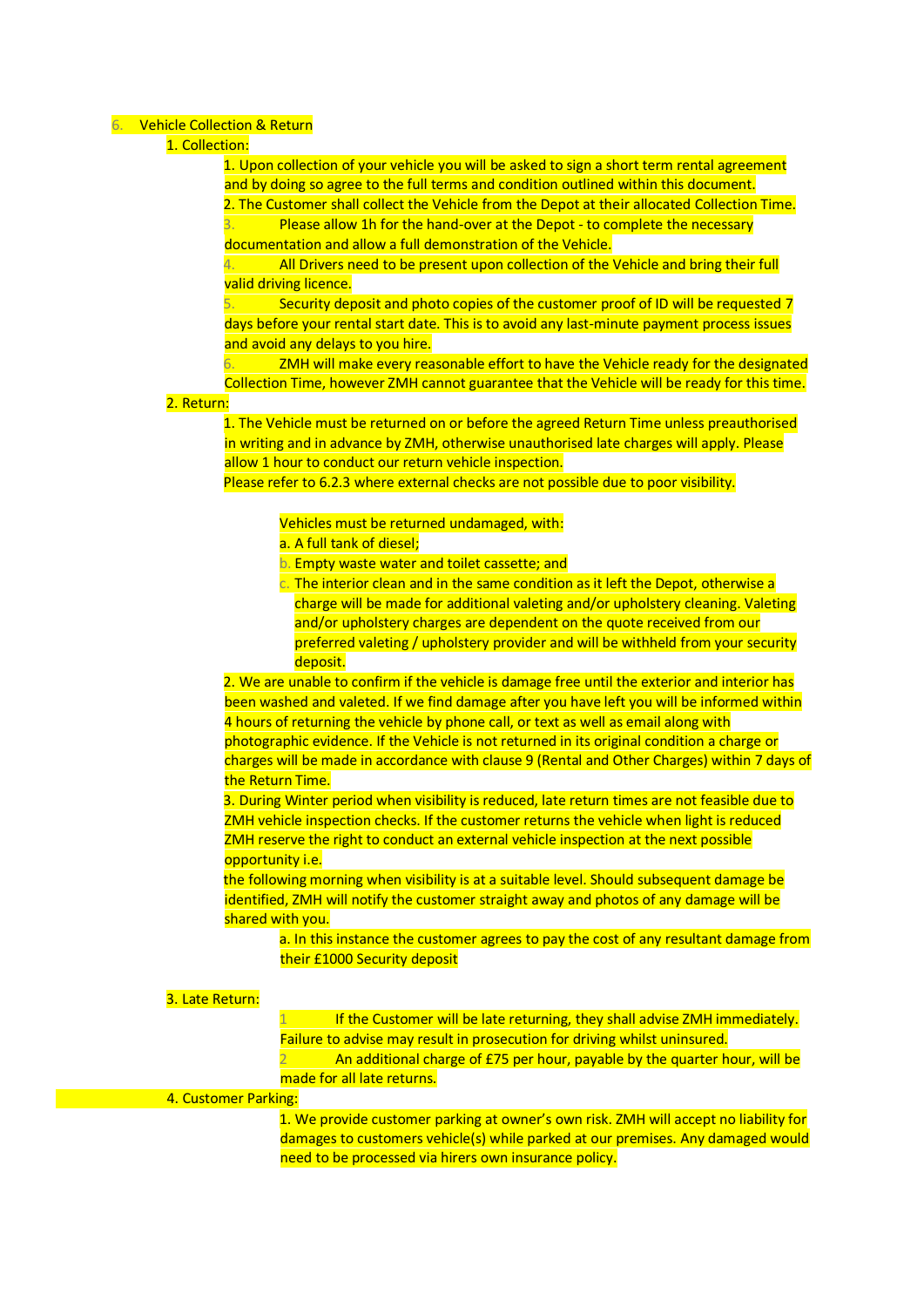## 6. Vehicle Collection & Return

1. Collection:
   1. Upon collection of your vehicle you will be asked to sign a short term rental agreement and by doing so agree to the full terms and condition outlined within this document.
   2. The Customer shall collect the Vehicle from the Depot at their allocated Collection Time.
   3. Please allow 1h for the hand-over at the Depot - to complete the necessary documentation and allow a full demonstration of the Vehicle.
   4. All Drivers need to be present upon collection of the Vehicle and bring their full valid driving licence.
   5. Security deposit and photo copies of the customer proof of ID will be requested 7 days before your rental start date. This is to avoid any last-minute payment process issues and avoid any delays to you hire.
   6. ZMH will make every reasonable effort to have the Vehicle ready for the designated Collection Time, however ZMH cannot guarantee that the Vehicle will be ready for this time.
2. Return:
   1. The Vehicle must be returned on or before the agreed Return Time unless preauthorised in writing and in advance by ZMH, otherwise unauthorised late charges will apply. Please allow 1 hour to conduct our return vehicle inspection.
      Please refer to 6.2.3 where external checks are not possible due to poor visibility.

      Vehicles must be returned undamaged, with:
      a. A full tank of diesel;
      b. Empty waste water and toilet cassette; and
      c. The interior clean and in the same condition as it left the Depot, otherwise a charge will be made for additional valeting and/or upholstery cleaning. Valeting and/or upholstery charges are dependent on the quote received from our preferred valeting / upholstery provider and will be withheld from your security deposit.
   2. We are unable to confirm if the vehicle is damage free until the exterior and interior has been washed and valeted. If we find damage after you have left you will be informed within 4 hours of returning the vehicle by phone call, or text as well as email along with photographic evidence. If the Vehicle is not returned in its original condition a charge or charges will be made in accordance with clause 9 (Rental and Other Charges) within 7 days of the Return Time.
   3. During Winter period when visibility is reduced, late return times are not feasible due to ZMH vehicle inspection checks. If the customer returns the vehicle when light is reduced ZMH reserve the right to conduct an external vehicle inspection at the next possible opportunity i.e.
      the following morning when visibility is at a suitable level. Should subsequent damage be identified, ZMH will notify the customer straight away and photos of any damage will be shared with you.
      a. In this instance the customer agrees to pay the cost of any resultant damage from their £1000 Security deposit
3. Late Return:
   1. If the Customer will be late returning, they shall advise ZMH immediately. Failure to advise may result in prosecution for driving whilst uninsured.
   2. An additional charge of £75 per hour, payable by the quarter hour, will be made for all late returns.
4. Customer Parking:
   1. We provide customer parking at owner's own risk. ZMH will accept no liability for damages to customers vehicle(s) while parked at our premises. Any damaged would need to be processed via hirers own insurance policy.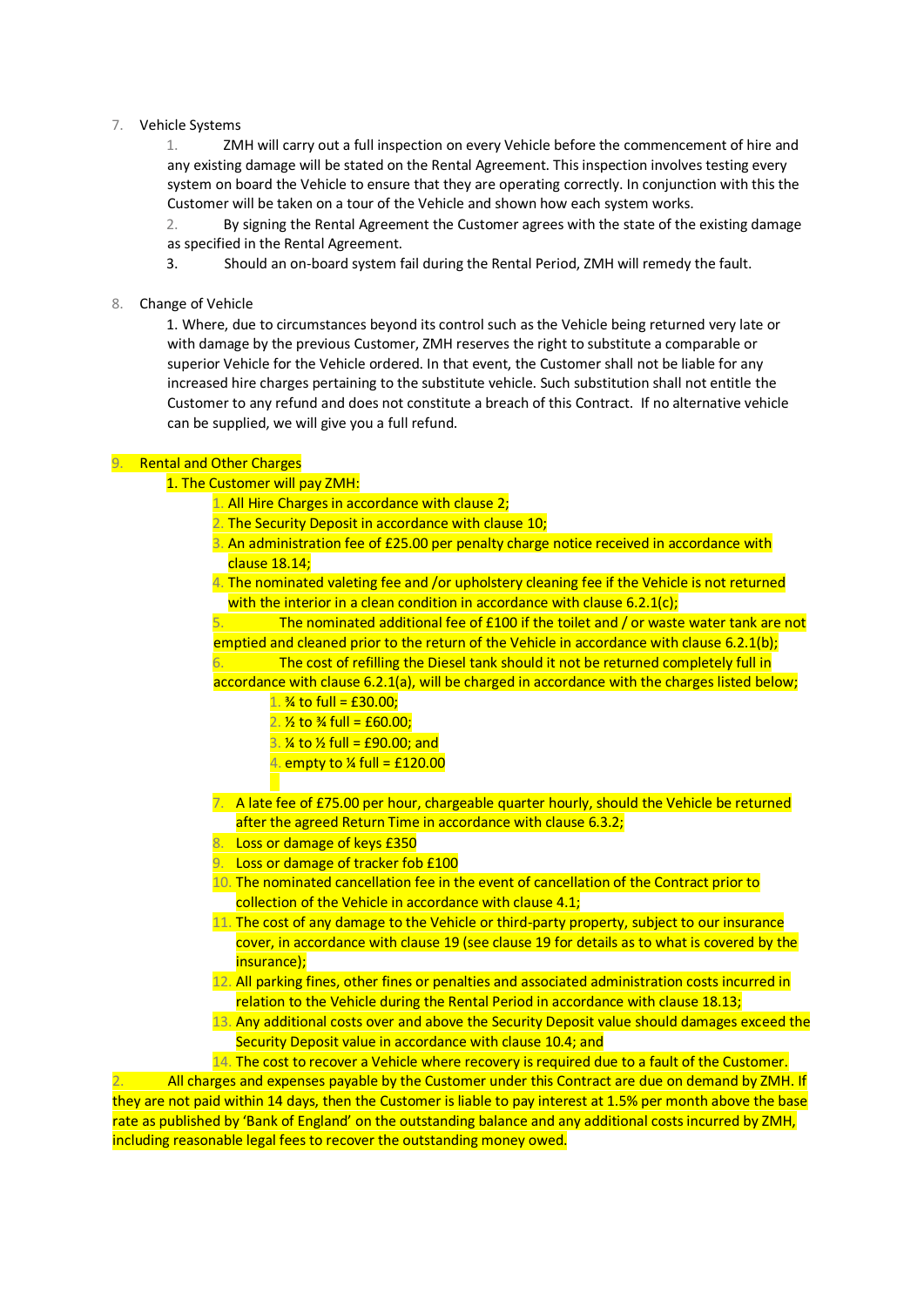7. Vehicle Systems
    1. ZMH will carry out a full inspection on every Vehicle before the commencement of hire and any existing damage will be stated on the Rental Agreement. This inspection involves testing every system on board the Vehicle to ensure that they are operating correctly. In conjunction with this the Customer will be taken on a tour of the Vehicle and shown how each system works.
    2. By signing the Rental Agreement the Customer agrees with the state of the existing damage as specified in the Rental Agreement.
    3. Should an on-board system fail during the Rental Period, ZMH will remedy the fault.

8. Change of Vehicle
    1. Where, due to circumstances beyond its control such as the Vehicle being returned very late or with damage by the previous Customer, ZMH reserves the right to substitute a comparable or superior Vehicle for the Vehicle ordered. In that event, the Customer shall not be liable for any increased hire charges pertaining to the substitute vehicle. Such substitution shall not entitle the Customer to any refund and does not constitute a breach of this Contract. If no alternative vehicle can be supplied, we will give you a full refund.

9. Rental and Other Charges
    1. The Customer will pay ZMH:
        1. All Hire Charges in accordance with clause 2;
        2. The Security Deposit in accordance with clause 10;
        3. An administration fee of £25.00 per penalty charge notice received in accordance with clause 18.14;
        4. The nominated valeting fee and /or upholstery cleaning fee if the Vehicle is not returned with the interior in a clean condition in accordance with clause 6.2.1(c);
        5. The nominated additional fee of £100 if the toilet and / or waste water tank are not emptied and cleaned prior to the return of the Vehicle in accordance with clause 6.2.1(b);
        6. The cost of refilling the Diesel tank should it not be returned completely full in accordance with clause 6.2.1(a), will be charged in accordance with the charges listed below;
            1. ¾ to full = £30.00;
            2. ½ to ¾ full = £60.00;
            3. ¼ to ½ full = £90.00; and
            4. empty to ¼ full = £120.00
        7. A late fee of £75.00 per hour, chargeable quarter hourly, should the Vehicle be returned after the agreed Return Time in accordance with clause 6.3.2;
        8. Loss or damage of keys £350
        9. Loss or damage of tracker fob £100
        10. The nominated cancellation fee in the event of cancellation of the Contract prior to collection of the Vehicle in accordance with clause 4.1;
        11. The cost of any damage to the Vehicle or third-party property, subject to our insurance cover, in accordance with clause 19 (see clause 19 for details as to what is covered by the insurance);
        12. All parking fines, other fines or penalties and associated administration costs incurred in relation to the Vehicle during the Rental Period in accordance with clause 18.13;
        13. Any additional costs over and above the Security Deposit value should damages exceed the Security Deposit value in accordance with clause 10.4; and
        14. The cost to recover a Vehicle where recovery is required due to a fault of the Customer.
    2. All charges and expenses payable by the Customer under this Contract are due on demand by ZMH. If they are not paid within 14 days, then the Customer is liable to pay interest at 1.5% per month above the base rate as published by 'Bank of England' on the outstanding balance and any additional costs incurred by ZMH, including reasonable legal fees to recover the outstanding money owed.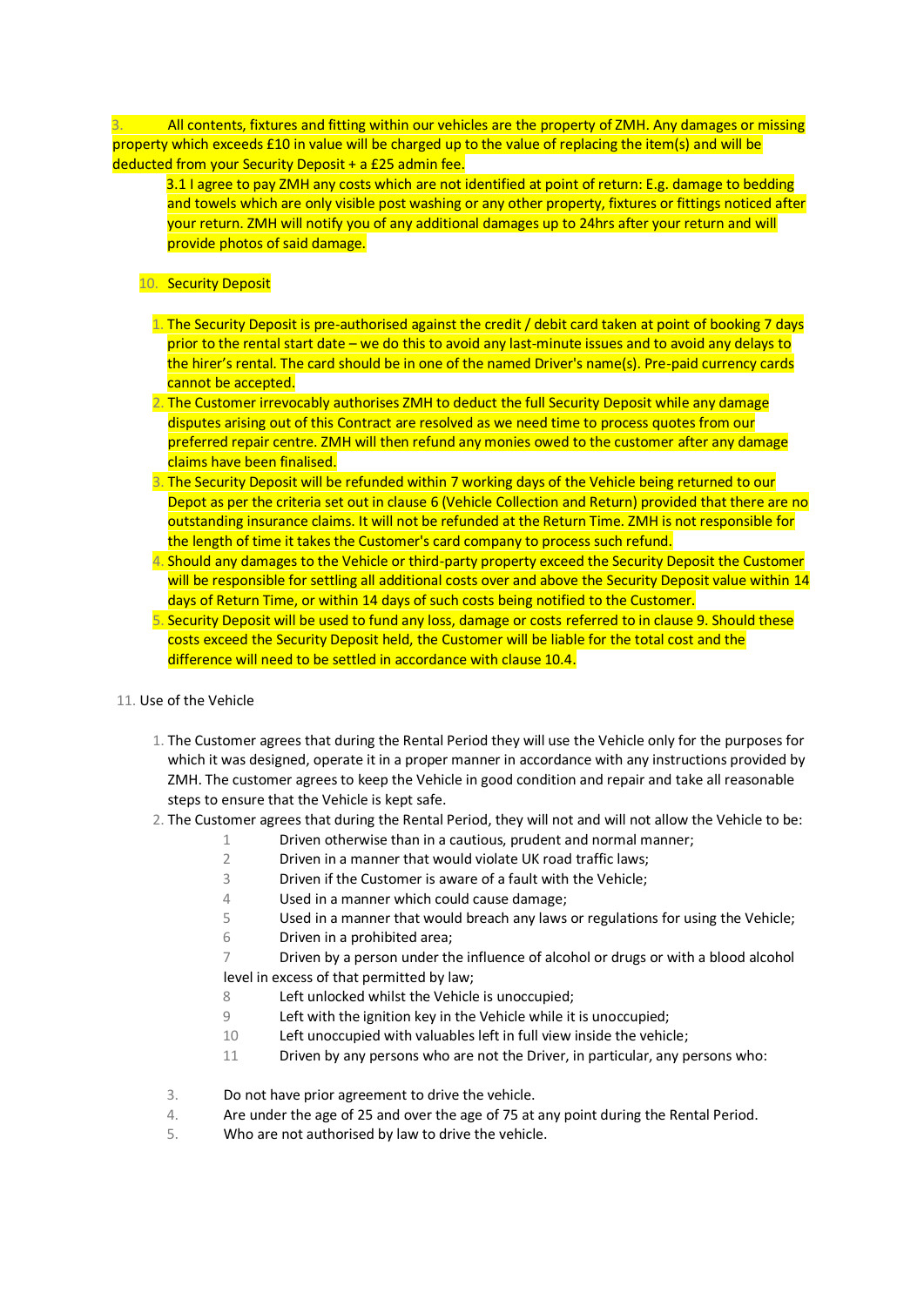3. All contents, fixtures and fitting within our vehicles are the property of ZMH. Any damages or missing property which exceeds £10 in value will be charged up to the value of replacing the item(s) and will be deducted from your Security Deposit + a £25 admin fee.

    3.1 I agree to pay ZMH any costs which are not identified at point of return: E.g. damage to bedding and towels which are only visible post washing or any other property, fixtures or fittings noticed after your return. ZMH will notify you of any additional damages up to 24hrs after your return and will provide photos of said damage.

10. Security Deposit

    1. The Security Deposit is pre-authorised against the credit / debit card taken at point of booking 7 days prior to the rental start date – we do this to avoid any last-minute issues and to avoid any delays to the hirer's rental. The card should be in one of the named Driver's name(s). Pre-paid currency cards cannot be accepted.
    2. The Customer irrevocably authorises ZMH to deduct the full Security Deposit while any damage disputes arising out of this Contract are resolved as we need time to process quotes from our preferred repair centre. ZMH will then refund any monies owed to the customer after any damage claims have been finalised.
    3. The Security Deposit will be refunded within 7 working days of the Vehicle being returned to our Depot as per the criteria set out in clause 6 (Vehicle Collection and Return) provided that there are no outstanding insurance claims. It will not be refunded at the Return Time. ZMH is not responsible for the length of time it takes the Customer's card company to process such refund.
    4. Should any damages to the Vehicle or third-party property exceed the Security Deposit the Customer will be responsible for settling all additional costs over and above the Security Deposit value within 14 days of Return Time, or within 14 days of such costs being notified to the Customer.
    5. Security Deposit will be used to fund any loss, damage or costs referred to in clause 9. Should these costs exceed the Security Deposit held, the Customer will be liable for the total cost and the difference will need to be settled in accordance with clause 10.4.

11. Use of the Vehicle

    1. The Customer agrees that during the Rental Period they will use the Vehicle only for the purposes for which it was designed, operate it in a proper manner in accordance with any instructions provided by ZMH. The customer agrees to keep the Vehicle in good condition and repair and take all reasonable steps to ensure that the Vehicle is kept safe.
    2. The Customer agrees that during the Rental Period, they will not and will not allow the Vehicle to be:
        1. Driven otherwise than in a cautious, prudent and normal manner;
        2. Driven in a manner that would violate UK road traffic laws;
        3. Driven if the Customer is aware of a fault with the Vehicle;
        4. Used in a manner which could cause damage;
        5. Used in a manner that would breach any laws or regulations for using the Vehicle;
        6. Driven in a prohibited area;
        7. Driven by a person under the influence of alcohol or drugs or with a blood alcohol level in excess of that permitted by law;
        8. Left unlocked whilst the Vehicle is unoccupied;
        9. Left with the ignition key in the Vehicle while it is unoccupied;
        10. Left unoccupied with valuables left in full view inside the vehicle;
        11. Driven by any persons who are not the Driver, in particular, any persons who:
    3. Do not have prior agreement to drive the vehicle.
    4. Are under the age of 25 and over the age of 75 at any point during the Rental Period.
    5. Who are not authorised by law to drive the vehicle.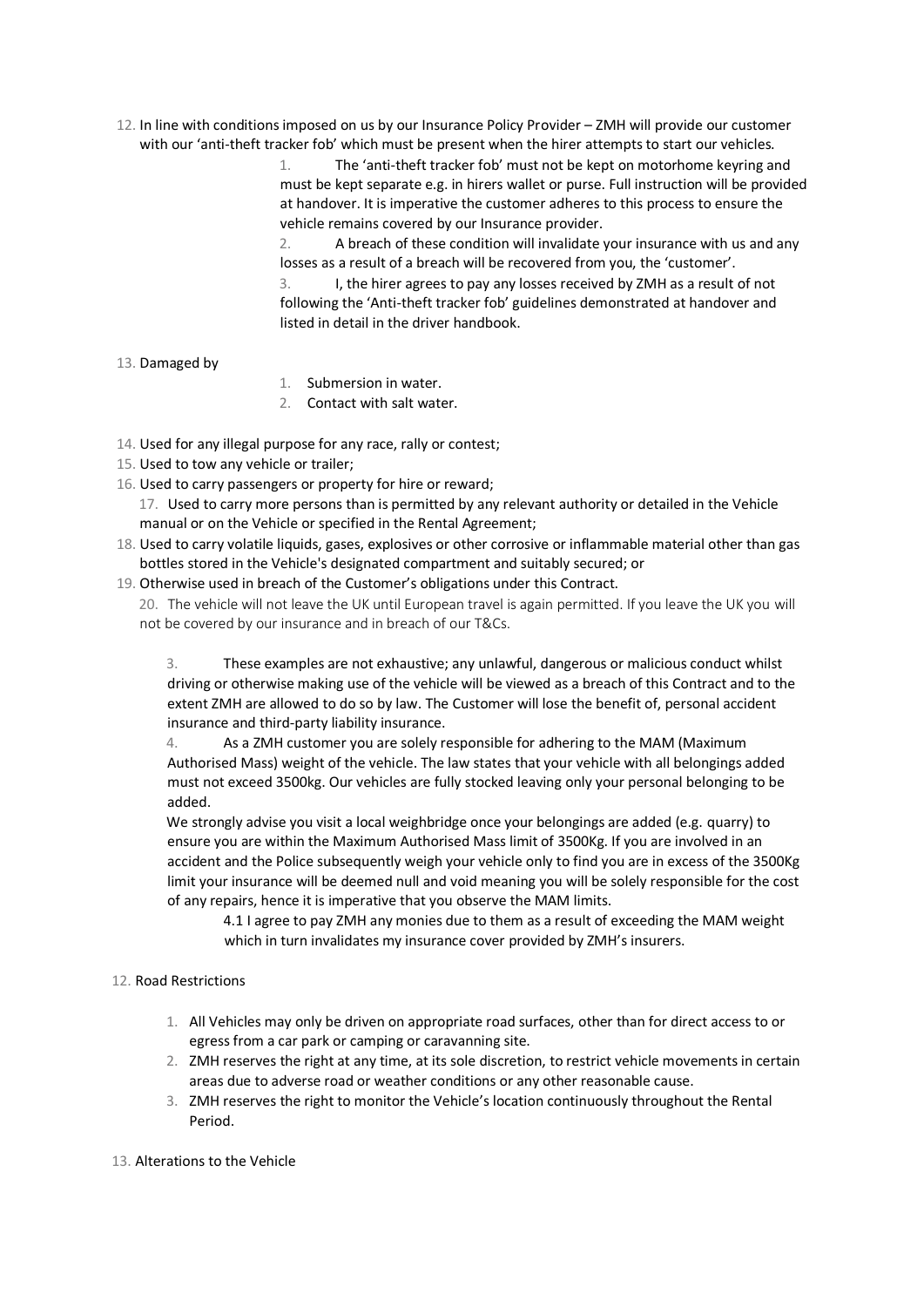12. In line with conditions imposed on us by our Insurance Policy Provider – ZMH will provide our customer with our 'anti-theft tracker fob' which must be present when the hirer attempts to start our vehicles.
    1. The 'anti-theft tracker fob' must not be kept on motorhome keyring and must be kept separate e.g. in hirers wallet or purse. Full instruction will be provided at handover. It is imperative the customer adheres to this process to ensure the vehicle remains covered by our Insurance provider.
    2. A breach of these condition will invalidate your insurance with us and any losses as a result of a breach will be recovered from you, the 'customer'.
    3. I, the hirer agrees to pay any losses received by ZMH as a result of not following the 'Anti-theft tracker fob' guidelines demonstrated at handover and listed in detail in the driver handbook.
13. Damaged by
    1. Submersion in water.
    2. Contact with salt water.
14. Used for any illegal purpose for any race, rally or contest;
15. Used to tow any vehicle or trailer;
16. Used to carry passengers or property for hire or reward;
17. Used to carry more persons than is permitted by any relevant authority or detailed in the Vehicle manual or on the Vehicle or specified in the Rental Agreement;
18. Used to carry volatile liquids, gases, explosives or other corrosive or inflammable material other than gas bottles stored in the Vehicle's designated compartment and suitably secured; or
19. Otherwise used in breach of the Customer's obligations under this Contract.
20. The vehicle will not leave the UK until European travel is again permitted. If you leave the UK you will not be covered by our insurance and in breach of our T&Cs.

3. These examples are not exhaustive; any unlawful, dangerous or malicious conduct whilst driving or otherwise making use of the vehicle will be viewed as a breach of this Contract and to the extent ZMH are allowed to do so by law. The Customer will lose the benefit of, personal accident insurance and third-party liability insurance.

4. As a ZMH customer you are solely responsible for adhering to the MAM (Maximum Authorised Mass) weight of the vehicle. The law states that your vehicle with all belongings added must not exceed 3500kg. Our vehicles are fully stocked leaving only your personal belonging to be added.

We strongly advise you visit a local weighbridge once your belongings are added (e.g. quarry) to ensure you are within the Maximum Authorised Mass limit of 3500Kg. If you are involved in an accident and the Police subsequently weigh your vehicle only to find you are in excess of the 3500Kg limit your insurance will be deemed null and void meaning you will be solely responsible for the cost of any repairs, hence it is imperative that you observe the MAM limits.

4.1 I agree to pay ZMH any monies due to them as a result of exceeding the MAM weight which in turn invalidates my insurance cover provided by ZMH's insurers.

12. Road Restrictions
    1. All Vehicles may only be driven on appropriate road surfaces, other than for direct access to or egress from a car park or camping or caravanning site.
    2. ZMH reserves the right at any time, at its sole discretion, to restrict vehicle movements in certain areas due to adverse road or weather conditions or any other reasonable cause.
    3. ZMH reserves the right to monitor the Vehicle's location continuously throughout the Rental Period.
13. Alterations to the Vehicle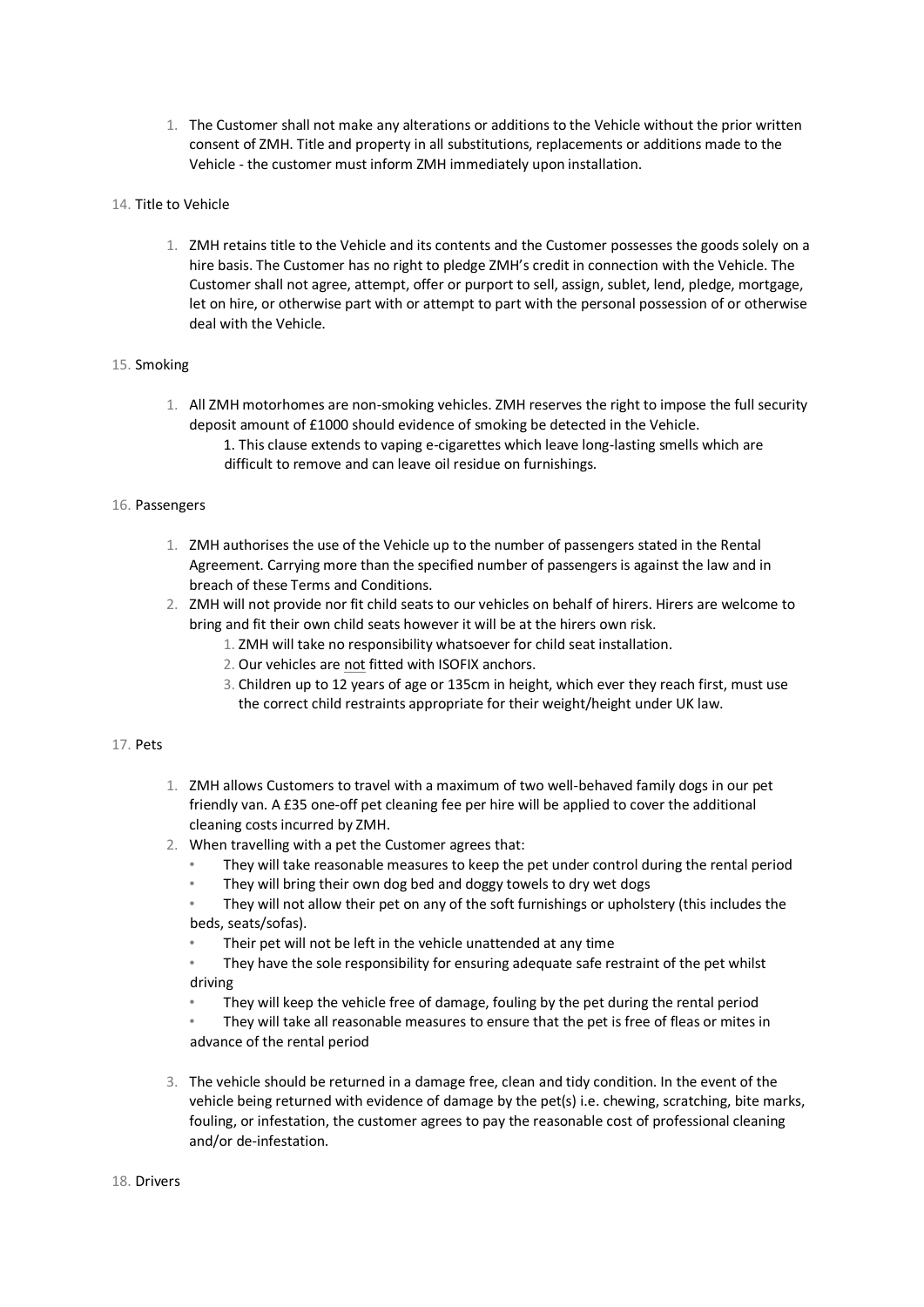1. The Customer shall not make any alterations or additions to the Vehicle without the prior written consent of ZMH. Title and property in all substitutions, replacements or additions made to the Vehicle - the customer must inform ZMH immediately upon installation.

14. Title to Vehicle

    1. ZMH retains title to the Vehicle and its contents and the Customer possesses the goods solely on a hire basis. The Customer has no right to pledge ZMH's credit in connection with the Vehicle. The Customer shall not agree, attempt, offer or purport to sell, assign, sublet, lend, pledge, mortgage, let on hire, or otherwise part with or attempt to part with the personal possession of or otherwise deal with the Vehicle.

15. Smoking

    1. All ZMH motorhomes are non-smoking vehicles. ZMH reserves the right to impose the full security deposit amount of £1000 should evidence of smoking be detected in the Vehicle.
        1. This clause extends to vaping e-cigarettes which leave long-lasting smells which are difficult to remove and can leave oil residue on furnishings.

16. Passengers

    1. ZMH authorises the use of the Vehicle up to the number of passengers stated in the Rental Agreement. Carrying more than the specified number of passengers is against the law and in breach of these Terms and Conditions.
    2. ZMH will not provide nor fit child seats to our vehicles on behalf of hirers. Hirers are welcome to bring and fit their own child seats however it will be at the hirers own risk.
        1. ZMH will take no responsibility whatsoever for child seat installation.
        2. Our vehicles are <u>not</u> fitted with ISOFIX anchors.
        3. Children up to 12 years of age or 135cm in height, which ever they reach first, must use the correct child restraints appropriate for their weight/height under UK law.

17. Pets

    1. ZMH allows Customers to travel with a maximum of two well-behaved family dogs in our pet friendly van. A £35 one-off pet cleaning fee per hire will be applied to cover the additional cleaning costs incurred by ZMH.
    2. When travelling with a pet the Customer agrees that:
        - They will take reasonable measures to keep the pet under control during the rental period
        - They will bring their own dog bed and doggy towels to dry wet dogs
        - They will not allow their pet on any of the soft furnishings or upholstery (this includes the beds, seats/sofas).
        - Their pet will not be left in the vehicle unattended at any time
        - They have the sole responsibility for ensuring adequate safe restraint of the pet whilst driving
        - They will keep the vehicle free of damage, fouling by the pet during the rental period
        - They will take all reasonable measures to ensure that the pet is free of fleas or mites in advance of the rental period
    3. The vehicle should be returned in a damage free, clean and tidy condition. In the event of the vehicle being returned with evidence of damage by the pet(s) i.e. chewing, scratching, bite marks, fouling, or infestation, the customer agrees to pay the reasonable cost of professional cleaning and/or de-infestation.

18. Drivers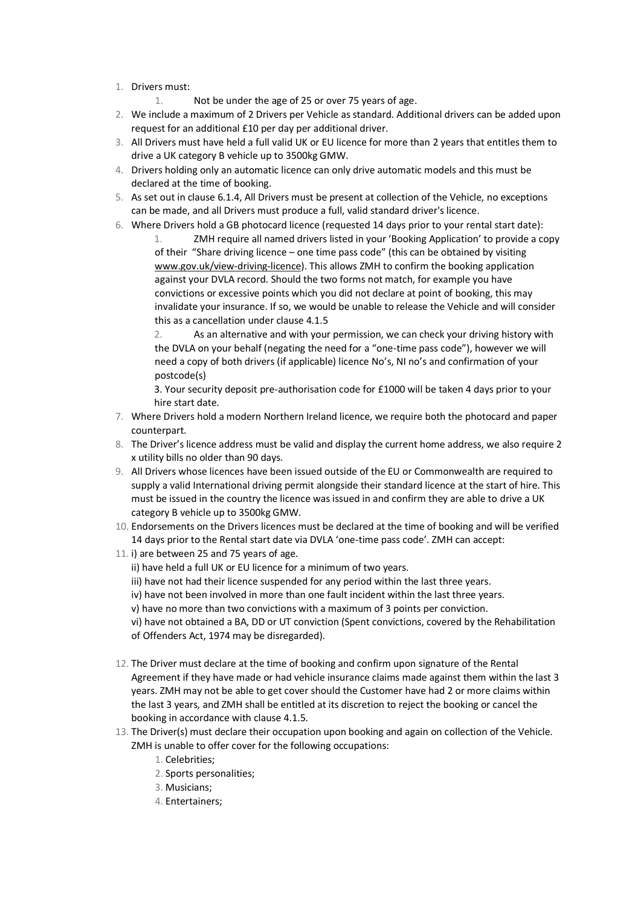1. Drivers must:
    1. Not be under the age of 25 or over 75 years of age.
2. We include a maximum of 2 Drivers per Vehicle as standard. Additional drivers can be added upon request for an additional £10 per day per additional driver.
3. All Drivers must have held a full valid UK or EU licence for more than 2 years that entitles them to drive a UK category B vehicle up to 3500kg GMW.
4. Drivers holding only an automatic licence can only drive automatic models and this must be declared at the time of booking.
5. As set out in clause 6.1.4, All Drivers must be present at collection of the Vehicle, no exceptions can be made, and all Drivers must produce a full, valid standard driver's licence.
6. Where Drivers hold a GB photocard licence (requested 14 days prior to your rental start date):
    1. ZMH require all named drivers listed in your 'Booking Application' to provide a copy of their "Share driving licence – one time pass code" (this can be obtained by visiting www.gov.uk/view-driving-licence). This allows ZMH to confirm the booking application against your DVLA record. Should the two forms not match, for example you have convictions or excessive points which you did not declare at point of booking, this may invalidate your insurance. If so, we would be unable to release the Vehicle and will consider this as a cancellation under clause 4.1.5
    2. As an alternative and with your permission, we can check your driving history with the DVLA on your behalf (negating the need for a "one-time pass code"), however we will need a copy of both drivers (if applicable) licence No's, NI no's and confirmation of your postcode(s)
    3. Your security deposit pre-authorisation code for £1000 will be taken 4 days prior to your hire start date.
7. Where Drivers hold a modern Northern Ireland licence, we require both the photocard and paper counterpart.
8. The Driver's licence address must be valid and display the current home address, we also require 2 x utility bills no older than 90 days.
9. All Drivers whose licences have been issued outside of the EU or Commonwealth are required to supply a valid International driving permit alongside their standard licence at the start of hire. This must be issued in the country the licence was issued in and confirm they are able to drive a UK category B vehicle up to 3500kg GMW.
10. Endorsements on the Drivers licences must be declared at the time of booking and will be verified 14 days prior to the Rental start date via DVLA 'one-time pass code'. ZMH can accept:
11. i) are between 25 and 75 years of age.
    ii) have held a full UK or EU licence for a minimum of two years.
    iii) have not had their licence suspended for any period within the last three years.
    iv) have not been involved in more than one fault incident within the last three years.
    v) have no more than two convictions with a maximum of 3 points per conviction.
    vi) have not obtained a BA, DD or UT conviction (Spent convictions, covered by the Rehabilitation of Offenders Act, 1974 may be disregarded).
12. The Driver must declare at the time of booking and confirm upon signature of the Rental Agreement if they have made or had vehicle insurance claims made against them within the last 3 years. ZMH may not be able to get cover should the Customer have had 2 or more claims within the last 3 years, and ZMH shall be entitled at its discretion to reject the booking or cancel the booking in accordance with clause 4.1.5.
13. The Driver(s) must declare their occupation upon booking and again on collection of the Vehicle. ZMH is unable to offer cover for the following occupations:
    1. Celebrities;
    2. Sports personalities;
    3. Musicians;
    4. Entertainers;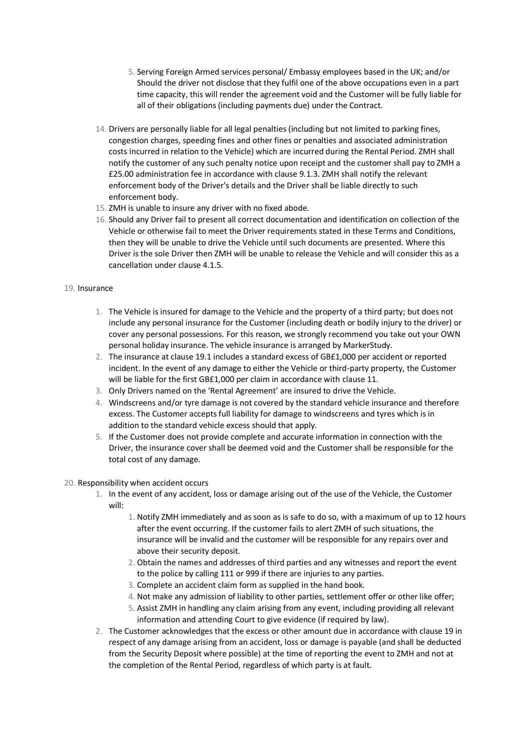5. Serving Foreign Armed services personal/ Embassy employees based in the UK; and/or
   Should the driver not disclose that they fulfil one of the above occupations even in a part time capacity, this will render the agreement void and the Customer will be fully liable for all of their obligations (including payments due) under the Contract.

14. Drivers are personally liable for all legal penalties (including but not limited to parking fines, congestion charges, speeding fines and other fines or penalties and associated administration costs incurred in relation to the Vehicle) which are incurred during the Rental Period. ZMH shall notify the customer of any such penalty notice upon receipt and the customer shall pay to ZMH a £25.00 administration fee in accordance with clause 9.1.3. ZMH shall notify the relevant enforcement body of the Driver's details and the Driver shall be liable directly to such enforcement body.
15. ZMH is unable to insure any driver with no fixed abode.
16. Should any Driver fail to present all correct documentation and identification on collection of the Vehicle or otherwise fail to meet the Driver requirements stated in these Terms and Conditions, then they will be unable to drive the Vehicle until such documents are presented. Where this Driver is the sole Driver then ZMH will be unable to release the Vehicle and will consider this as a cancellation under clause 4.1.5.

19. Insurance

1. The Vehicle is insured for damage to the Vehicle and the property of a third party; but does not include any personal insurance for the Customer (including death or bodily injury to the driver) or cover any personal possessions. For this reason, we strongly recommend you take out your OWN personal holiday insurance. The vehicle insurance is arranged by MarkerStudy.
2. The insurance at clause 19.1 includes a standard excess of GB£1,000 per accident or reported incident. In the event of any damage to either the Vehicle or third-party property, the Customer will be liable for the first GB£1,000 per claim in accordance with clause 11.
3. Only Drivers named on the 'Rental Agreement' are insured to drive the Vehicle.
4. Windscreens and/or tyre damage is not covered by the standard vehicle insurance and therefore excess. The Customer accepts full liability for damage to windscreens and tyres which is in addition to the standard vehicle excess should that apply.
5. If the Customer does not provide complete and accurate information in connection with the Driver, the insurance cover shall be deemed void and the Customer shall be responsible for the total cost of any damage.

20. Responsibility when accident occurs

1. In the event of any accident, loss or damage arising out of the use of the Vehicle, the Customer will:
   1. Notify ZMH immediately and as soon as is safe to do so, with a maximum of up to 12 hours after the event occurring. If the customer fails to alert ZMH of such situations, the insurance will be invalid and the customer will be responsible for any repairs over and above their security deposit.
   2. Obtain the names and addresses of third parties and any witnesses and report the event to the police by calling 111 or 999 if there are injuries to any parties.
   3. Complete an accident claim form as supplied in the hand book.
   4. Not make any admission of liability to other parties, settlement offer or other like offer;
   5. Assist ZMH in handling any claim arising from any event, including providing all relevant information and attending Court to give evidence (if required by law).
2. The Customer acknowledges that the excess or other amount due in accordance with clause 19 in respect of any damage arising from an accident, loss or damage is payable (and shall be deducted from the Security Deposit where possible) at the time of reporting the event to ZMH and not at the completion of the Rental Period, regardless of which party is at fault.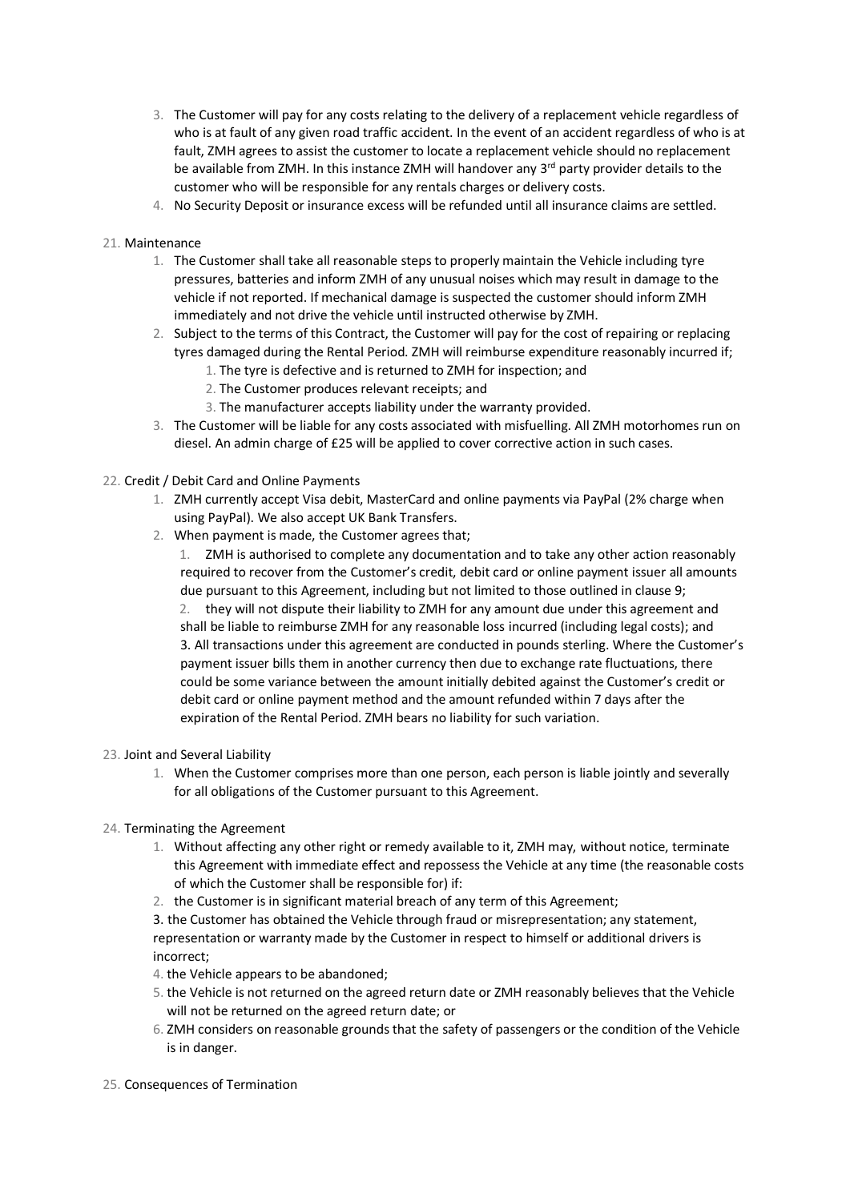3. The Customer will pay for any costs relating to the delivery of a replacement vehicle regardless of who is at fault of any given road traffic accident. In the event of an accident regardless of who is at fault, ZMH agrees to assist the customer to locate a replacement vehicle should no replacement be available from ZMH. In this instance ZMH will handover any 3rd party provider details to the customer who will be responsible for any rentals charges or delivery costs.
4. No Security Deposit or insurance excess will be refunded until all insurance claims are settled.

21. Maintenance
    1. The Customer shall take all reasonable steps to properly maintain the Vehicle including tyre pressures, batteries and inform ZMH of any unusual noises which may result in damage to the vehicle if not reported. If mechanical damage is suspected the customer should inform ZMH immediately and not drive the vehicle until instructed otherwise by ZMH.
    2. Subject to the terms of this Contract, the Customer will pay for the cost of repairing or replacing tyres damaged during the Rental Period. ZMH will reimburse expenditure reasonably incurred if;
        1. The tyre is defective and is returned to ZMH for inspection; and
        2. The Customer produces relevant receipts; and
        3. The manufacturer accepts liability under the warranty provided.
    3. The Customer will be liable for any costs associated with misfuelling. All ZMH motorhomes run on diesel. An admin charge of £25 will be applied to cover corrective action in such cases.

22. Credit / Debit Card and Online Payments
    1. ZMH currently accept Visa debit, MasterCard and online payments via PayPal (2% charge when using PayPal). We also accept UK Bank Transfers.
    2. When payment is made, the Customer agrees that;
        1. ZMH is authorised to complete any documentation and to take any other action reasonably required to recover from the Customer's credit, debit card or online payment issuer all amounts due pursuant to this Agreement, including but not limited to those outlined in clause 9;
        2. they will not dispute their liability to ZMH for any amount due under this agreement and shall be liable to reimburse ZMH for any reasonable loss incurred (including legal costs); and
        3. All transactions under this agreement are conducted in pounds sterling. Where the Customer's payment issuer bills them in another currency then due to exchange rate fluctuations, there could be some variance between the amount initially debited against the Customer's credit or debit card or online payment method and the amount refunded within 7 days after the expiration of the Rental Period. ZMH bears no liability for such variation.

23. Joint and Several Liability
    1. When the Customer comprises more than one person, each person is liable jointly and severally for all obligations of the Customer pursuant to this Agreement.

24. Terminating the Agreement
    1. Without affecting any other right or remedy available to it, ZMH may, without notice, terminate this Agreement with immediate effect and repossess the Vehicle at any time (the reasonable costs of which the Customer shall be responsible for) if:
    2. the Customer is in significant material breach of any term of this Agreement;
    3. the Customer has obtained the Vehicle through fraud or misrepresentation; any statement, representation or warranty made by the Customer in respect to himself or additional drivers is incorrect;
    4. the Vehicle appears to be abandoned;
    5. the Vehicle is not returned on the agreed return date or ZMH reasonably believes that the Vehicle will not be returned on the agreed return date; or
    6. ZMH considers on reasonable grounds that the safety of passengers or the condition of the Vehicle is in danger.

25. Consequences of Termination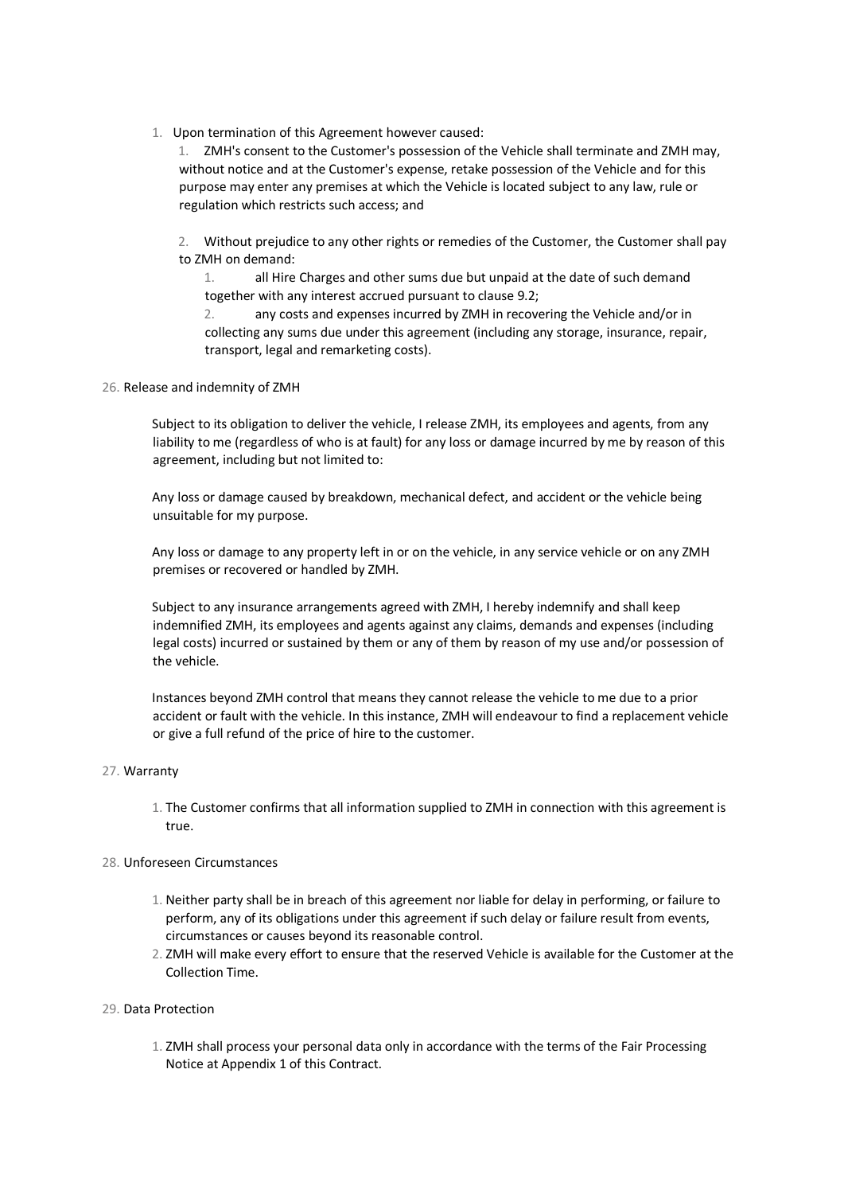1. Upon termination of this Agreement however caused:
    1. ZMH's consent to the Customer's possession of the Vehicle shall terminate and ZMH may, without notice and at the Customer's expense, retake possession of the Vehicle and for this purpose may enter any premises at which the Vehicle is located subject to any law, rule or regulation which restricts such access; and
    2. Without prejudice to any other rights or remedies of the Customer, the Customer shall pay to ZMH on demand:
        1. all Hire Charges and other sums due but unpaid at the date of such demand together with any interest accrued pursuant to clause 9.2;
        2. any costs and expenses incurred by ZMH in recovering the Vehicle and/or in collecting any sums due under this agreement (including any storage, insurance, repair, transport, legal and remarketing costs).

26. Release and indemnity of ZMH

Subject to its obligation to deliver the vehicle, I release ZMH, its employees and agents, from any liability to me (regardless of who is at fault) for any loss or damage incurred by me by reason of this agreement, including but not limited to:

Any loss or damage caused by breakdown, mechanical defect, and accident or the vehicle being unsuitable for my purpose.

Any loss or damage to any property left in or on the vehicle, in any service vehicle or on any ZMH premises or recovered or handled by ZMH.

Subject to any insurance arrangements agreed with ZMH, I hereby indemnify and shall keep indemnified ZMH, its employees and agents against any claims, demands and expenses (including legal costs) incurred or sustained by them or any of them by reason of my use and/or possession of the vehicle.

Instances beyond ZMH control that means they cannot release the vehicle to me due to a prior accident or fault with the vehicle. In this instance, ZMH will endeavour to find a replacement vehicle or give a full refund of the price of hire to the customer.

27. Warranty
    1. The Customer confirms that all information supplied to ZMH in connection with this agreement is true.

28. Unforeseen Circumstances
    1. Neither party shall be in breach of this agreement nor liable for delay in performing, or failure to perform, any of its obligations under this agreement if such delay or failure result from events, circumstances or causes beyond its reasonable control.
    2. ZMH will make every effort to ensure that the reserved Vehicle is available for the Customer at the Collection Time.

29. Data Protection
    1. ZMH shall process your personal data only in accordance with the terms of the Fair Processing Notice at Appendix 1 of this Contract.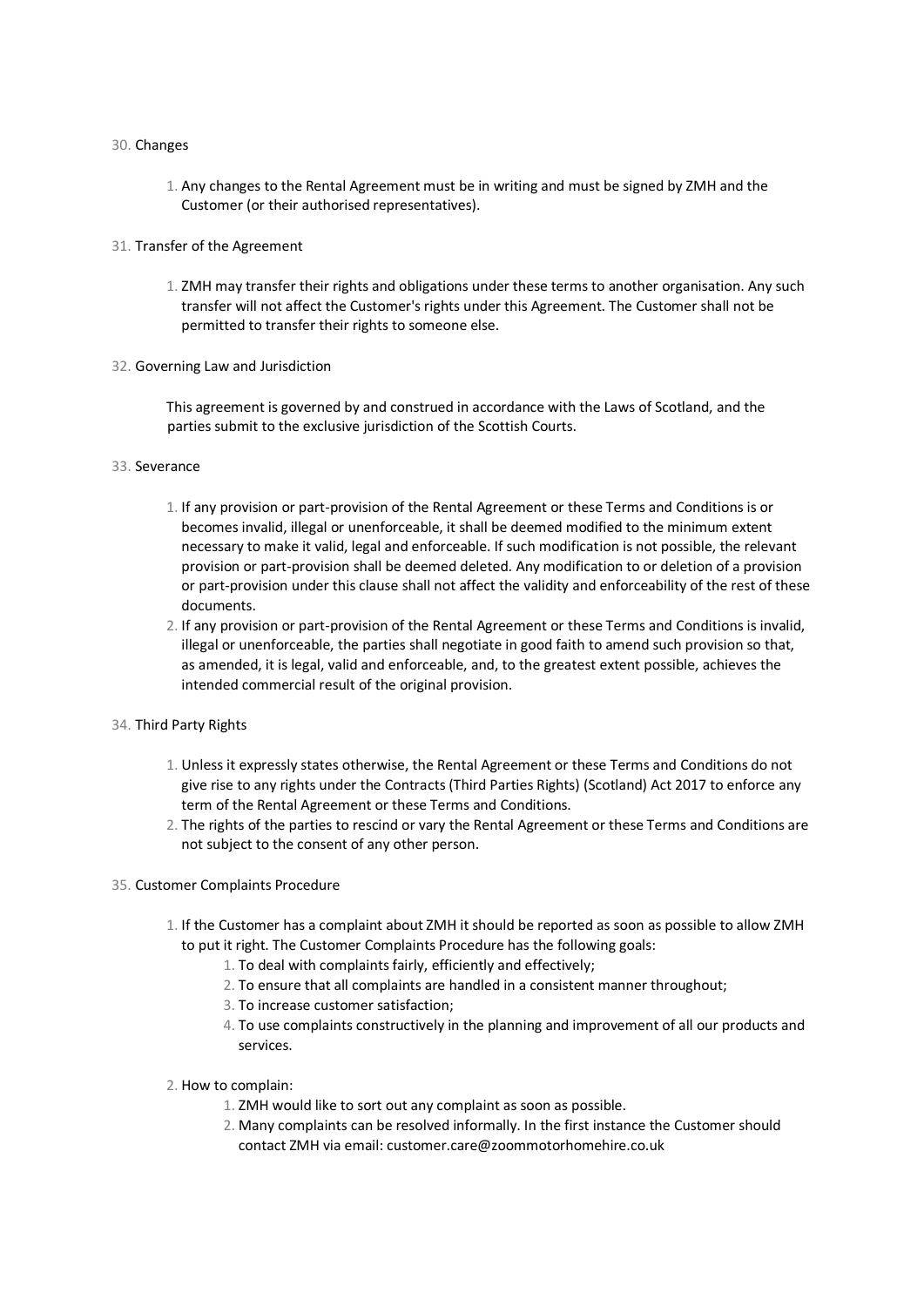30. Changes

    1. Any changes to the Rental Agreement must be in writing and must be signed by ZMH and the Customer (or their authorised representatives).

31. Transfer of the Agreement

    1. ZMH may transfer their rights and obligations under these terms to another organisation. Any such transfer will not affect the Customer's rights under this Agreement. The Customer shall not be permitted to transfer their rights to someone else.

32. Governing Law and Jurisdiction

    This agreement is governed by and construed in accordance with the Laws of Scotland, and the parties submit to the exclusive jurisdiction of the Scottish Courts.

33. Severance

    1. If any provision or part-provision of the Rental Agreement or these Terms and Conditions is or becomes invalid, illegal or unenforceable, it shall be deemed modified to the minimum extent necessary to make it valid, legal and enforceable. If such modification is not possible, the relevant provision or part-provision shall be deemed deleted. Any modification to or deletion of a provision or part-provision under this clause shall not affect the validity and enforceability of the rest of these documents.
    2. If any provision or part-provision of the Rental Agreement or these Terms and Conditions is invalid, illegal or unenforceable, the parties shall negotiate in good faith to amend such provision so that, as amended, it is legal, valid and enforceable, and, to the greatest extent possible, achieves the intended commercial result of the original provision.

34. Third Party Rights

    1. Unless it expressly states otherwise, the Rental Agreement or these Terms and Conditions do not give rise to any rights under the Contracts (Third Parties Rights) (Scotland) Act 2017 to enforce any term of the Rental Agreement or these Terms and Conditions.
    2. The rights of the parties to rescind or vary the Rental Agreement or these Terms and Conditions are not subject to the consent of any other person.

35. Customer Complaints Procedure

    1. If the Customer has a complaint about ZMH it should be reported as soon as possible to allow ZMH to put it right. The Customer Complaints Procedure has the following goals:
        1. To deal with complaints fairly, efficiently and effectively;
        2. To ensure that all complaints are handled in a consistent manner throughout;
        3. To increase customer satisfaction;
        4. To use complaints constructively in the planning and improvement of all our products and services.

    2. How to complain:
        1. ZMH would like to sort out any complaint as soon as possible.
        2. Many complaints can be resolved informally. In the first instance the Customer should contact ZMH via email: customer.care@zoommotorhomehire.co.uk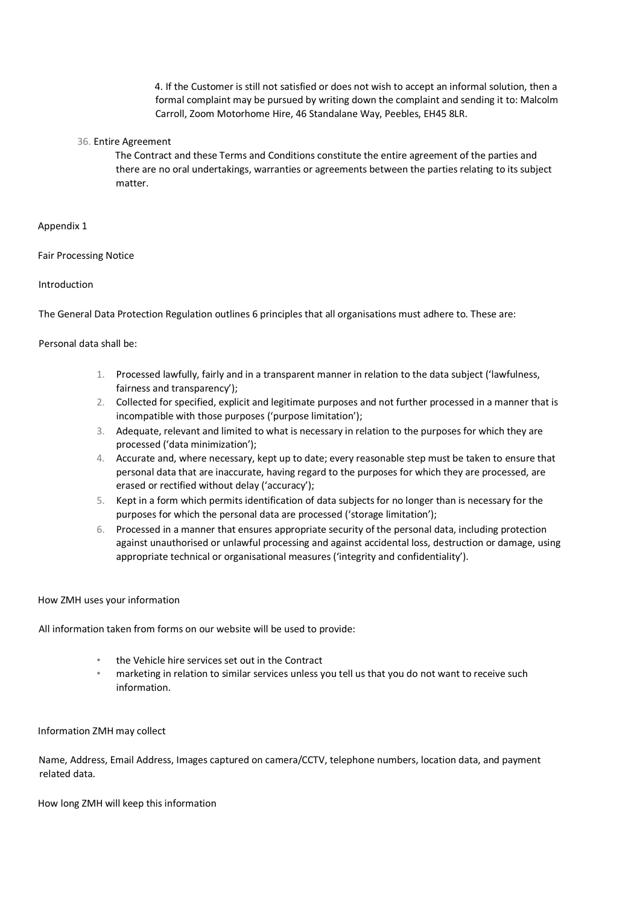4. If the Customer is still not satisfied or does not wish to accept an informal solution, then a formal complaint may be pursued by writing down the complaint and sending it to: Malcolm Carroll, Zoom Motorhome Hire, 46 Standalane Way, Peebles, EH45 8LR.

36. Entire Agreement

The Contract and these Terms and Conditions constitute the entire agreement of the parties and there are no oral undertakings, warranties or agreements between the parties relating to its subject matter.

Appendix 1

Fair Processing Notice

Introduction

The General Data Protection Regulation outlines 6 principles that all organisations must adhere to. These are:

Personal data shall be:

1. Processed lawfully, fairly and in a transparent manner in relation to the data subject ('lawfulness, fairness and transparency');
2. Collected for specified, explicit and legitimate purposes and not further processed in a manner that is incompatible with those purposes ('purpose limitation');
3. Adequate, relevant and limited to what is necessary in relation to the purposes for which they are processed ('data minimization');
4. Accurate and, where necessary, kept up to date; every reasonable step must be taken to ensure that personal data that are inaccurate, having regard to the purposes for which they are processed, are erased or rectified without delay ('accuracy');
5. Kept in a form which permits identification of data subjects for no longer than is necessary for the purposes for which the personal data are processed ('storage limitation');
6. Processed in a manner that ensures appropriate security of the personal data, including protection against unauthorised or unlawful processing and against accidental loss, destruction or damage, using appropriate technical or organisational measures ('integrity and confidentiality').

How ZMH uses your information

All information taken from forms on our website will be used to provide:

- the Vehicle hire services set out in the Contract
- marketing in relation to similar services unless you tell us that you do not want to receive such information.

Information ZMH may collect

Name, Address, Email Address, Images captured on camera/CCTV, telephone numbers, location data, and payment related data.

How long ZMH will keep this information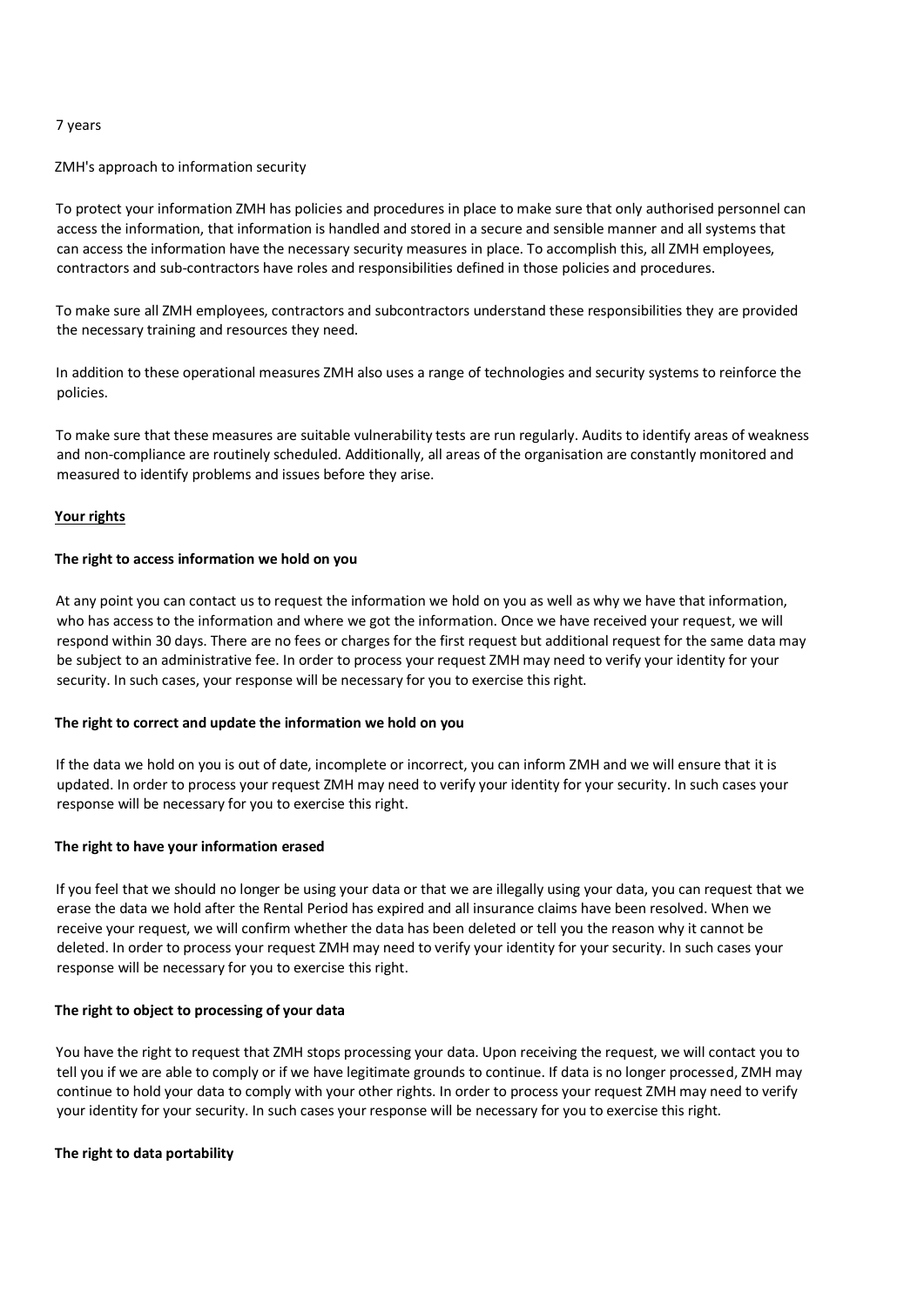7 years

ZMH's approach to information security

To protect your information ZMH has policies and procedures in place to make sure that only authorised personnel can access the information, that information is handled and stored in a secure and sensible manner and all systems that can access the information have the necessary security measures in place. To accomplish this, all ZMH employees, contractors and sub-contractors have roles and responsibilities defined in those policies and procedures.

To make sure all ZMH employees, contractors and subcontractors understand these responsibilities they are provided the necessary training and resources they need.

In addition to these operational measures ZMH also uses a range of technologies and security systems to reinforce the policies.

To make sure that these measures are suitable vulnerability tests are run regularly. Audits to identify areas of weakness and non-compliance are routinely scheduled. Additionally, all areas of the organisation are constantly monitored and measured to identify problems and issues before they arise.

**Your rights**

**The right to access information we hold on you**

At any point you can contact us to request the information we hold on you as well as why we have that information, who has access to the information and where we got the information. Once we have received your request, we will respond within 30 days. There are no fees or charges for the first request but additional request for the same data may be subject to an administrative fee. In order to process your request ZMH may need to verify your identity for your security. In such cases, your response will be necessary for you to exercise this right.

**The right to correct and update the information we hold on you**

If the data we hold on you is out of date, incomplete or incorrect, you can inform ZMH and we will ensure that it is updated. In order to process your request ZMH may need to verify your identity for your security. In such cases your response will be necessary for you to exercise this right.

**The right to have your information erased**

If you feel that we should no longer be using your data or that we are illegally using your data, you can request that we erase the data we hold after the Rental Period has expired and all insurance claims have been resolved. When we receive your request, we will confirm whether the data has been deleted or tell you the reason why it cannot be deleted. In order to process your request ZMH may need to verify your identity for your security. In such cases your response will be necessary for you to exercise this right.

**The right to object to processing of your data**

You have the right to request that ZMH stops processing your data. Upon receiving the request, we will contact you to tell you if we are able to comply or if we have legitimate grounds to continue. If data is no longer processed, ZMH may continue to hold your data to comply with your other rights. In order to process your request ZMH may need to verify your identity for your security. In such cases your response will be necessary for you to exercise this right.

**The right to data portability**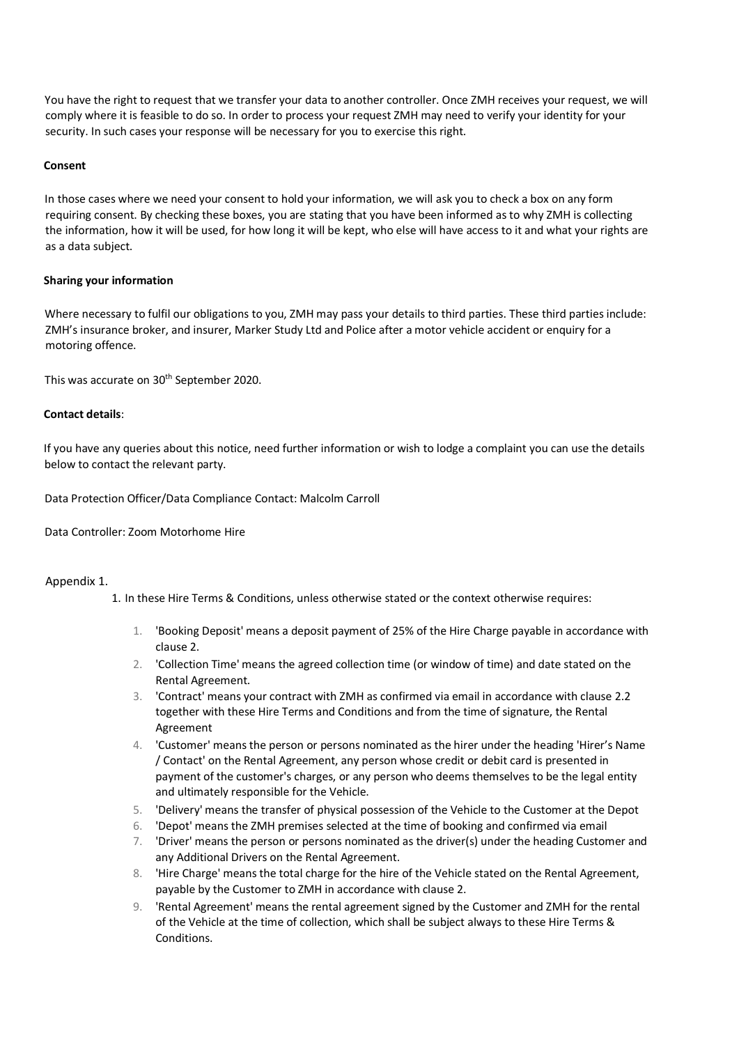You have the right to request that we transfer your data to another controller. Once ZMH receives your request, we will comply where it is feasible to do so. In order to process your request ZMH may need to verify your identity for your security. In such cases your response will be necessary for you to exercise this right.

**Consent**

In those cases where we need your consent to hold your information, we will ask you to check a box on any form requiring consent. By checking these boxes, you are stating that you have been informed as to why ZMH is collecting the information, how it will be used, for how long it will be kept, who else will have access to it and what your rights are as a data subject.

**Sharing your information**

Where necessary to fulfil our obligations to you, ZMH may pass your details to third parties. These third parties include: ZMH's insurance broker, and insurer, Marker Study Ltd and Police after a motor vehicle accident or enquiry for a motoring offence.

This was accurate on 30th September 2020.

**Contact details**:

If you have any queries about this notice, need further information or wish to lodge a complaint you can use the details below to contact the relevant party.

Data Protection Officer/Data Compliance Contact: Malcolm Carroll

Data Controller: Zoom Motorhome Hire

Appendix 1.

1. In these Hire Terms & Conditions, unless otherwise stated or the context otherwise requires:

    1. 'Booking Deposit' means a deposit payment of 25% of the Hire Charge payable in accordance with clause 2.
    2. 'Collection Time' means the agreed collection time (or window of time) and date stated on the Rental Agreement.
    3. 'Contract' means your contract with ZMH as confirmed via email in accordance with clause 2.2 together with these Hire Terms and Conditions and from the time of signature, the Rental Agreement
    4. 'Customer' means the person or persons nominated as the hirer under the heading 'Hirer's Name / Contact' on the Rental Agreement, any person whose credit or debit card is presented in payment of the customer's charges, or any person who deems themselves to be the legal entity and ultimately responsible for the Vehicle.
    5. 'Delivery' means the transfer of physical possession of the Vehicle to the Customer at the Depot
    6. 'Depot' means the ZMH premises selected at the time of booking and confirmed via email
    7. 'Driver' means the person or persons nominated as the driver(s) under the heading Customer and any Additional Drivers on the Rental Agreement.
    8. 'Hire Charge' means the total charge for the hire of the Vehicle stated on the Rental Agreement, payable by the Customer to ZMH in accordance with clause 2.
    9. 'Rental Agreement' means the rental agreement signed by the Customer and ZMH for the rental of the Vehicle at the time of collection, which shall be subject always to these Hire Terms & Conditions.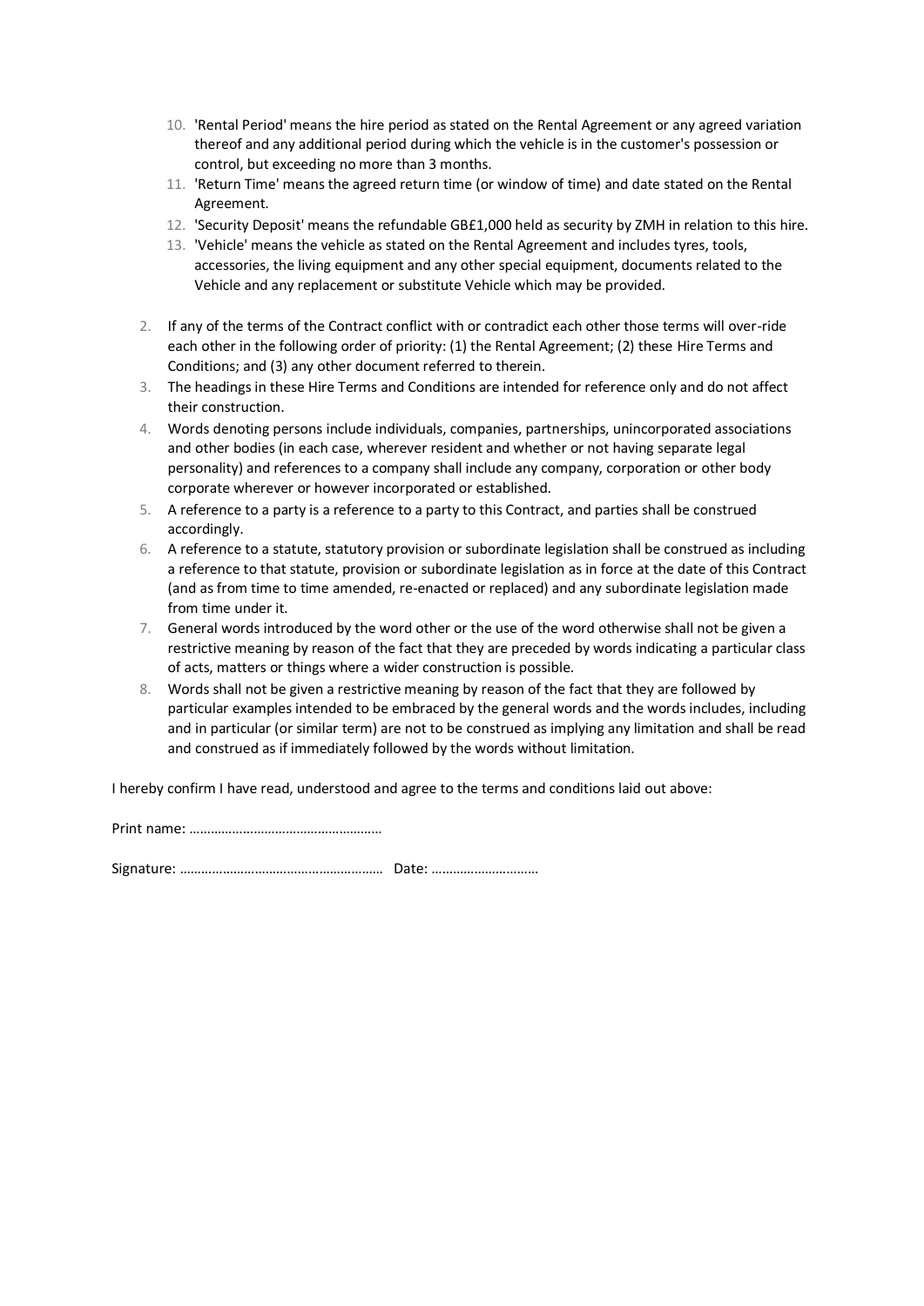10. 'Rental Period' means the hire period as stated on the Rental Agreement or any agreed variation thereof and any additional period during which the vehicle is in the customer's possession or control, but exceeding no more than 3 months.
11. 'Return Time' means the agreed return time (or window of time) and date stated on the Rental Agreement.
12. 'Security Deposit' means the refundable GB£1,000 held as security by ZMH in relation to this hire.
13. 'Vehicle' means the vehicle as stated on the Rental Agreement and includes tyres, tools, accessories, the living equipment and any other special equipment, documents related to the Vehicle and any replacement or substitute Vehicle which may be provided.

2. If any of the terms of the Contract conflict with or contradict each other those terms will over-ride each other in the following order of priority: (1) the Rental Agreement; (2) these Hire Terms and Conditions; and (3) any other document referred to therein.
3. The headings in these Hire Terms and Conditions are intended for reference only and do not affect their construction.
4. Words denoting persons include individuals, companies, partnerships, unincorporated associations and other bodies (in each case, wherever resident and whether or not having separate legal personality) and references to a company shall include any company, corporation or other body corporate wherever or however incorporated or established.
5. A reference to a party is a reference to a party to this Contract, and parties shall be construed accordingly.
6. A reference to a statute, statutory provision or subordinate legislation shall be construed as including a reference to that statute, provision or subordinate legislation as in force at the date of this Contract (and as from time to time amended, re-enacted or replaced) and any subordinate legislation made from time under it.
7. General words introduced by the word other or the use of the word otherwise shall not be given a restrictive meaning by reason of the fact that they are preceded by words indicating a particular class of acts, matters or things where a wider construction is possible.
8. Words shall not be given a restrictive meaning by reason of the fact that they are followed by particular examples intended to be embraced by the general words and the words includes, including and in particular (or similar term) are not to be construed as implying any limitation and shall be read and construed as if immediately followed by the words without limitation.

I hereby confirm I have read, understood and agree to the terms and conditions laid out above:

Print name: ………………………………………………

Signature: ………………………………………………… Date: ………………………..